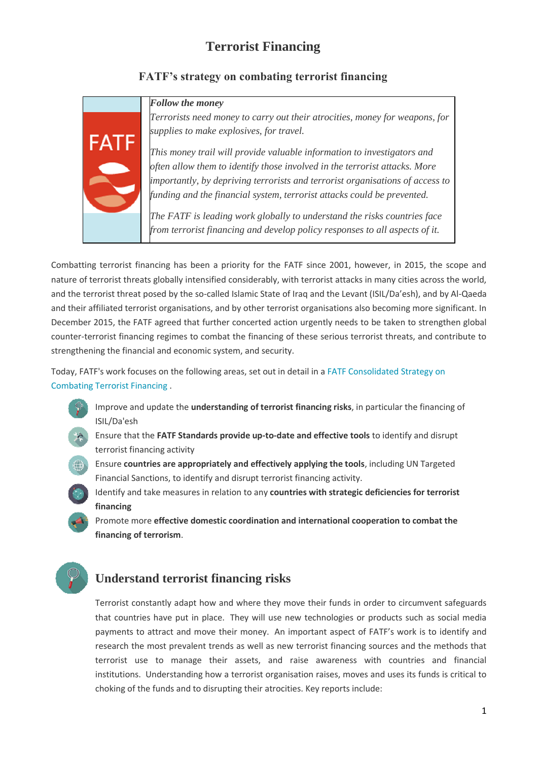# Terrorist Financing

## FATF's strategy on combating terrorist financing

***Follow the money***

*Terrorists need money to carry out their atrocities, money for weapons, for supplies to make explosives, for travel.*

*This money trail will provide valuable information to investigators and often allow them to identify those involved in the terrorist attacks. More importantly, by depriving terrorists and terrorist organisations of access to funding and the financial system, terrorist attacks could be prevented.*

*The FATF is leading work globally to understand the risks countries face from terrorist financing and develop policy responses to all aspects of it.*

Combatting terrorist financing has been a priority for the FATF since 2001, however, in 2015, the scope and nature of terrorist threats globally intensified considerably, with terrorist attacks in many cities across the world, and the terrorist threat posed by the so-called Islamic State of Iraq and the Levant (ISIL/Da'esh), and by Al-Qaeda and their affiliated terrorist organisations, and by other terrorist organisations also becoming more significant. In December 2015, the FATF agreed that further concerted action urgently needs to be taken to strengthen global counter-terrorist financing regimes to combat the financing of these serious terrorist threats, and contribute to strengthening the financial and economic system, and security.

Today, FATF's work focuses on the following areas, set out in detail in a FATF Consolidated Strategy on Combating Terrorist Financing .

- Improve and update the **understanding of terrorist financing risks**, in particular the financing of ISIL/Da'esh
- Ensure that the **FATF Standards provide up-to-date and effective tools** to identify and disrupt terrorist financing activity
- Ensure **countries are appropriately and effectively applying the tools**, including UN Targeted Financial Sanctions, to identify and disrupt terrorist financing activity.
- Identify and take measures in relation to any **countries with strategic deficiencies for terrorist financing**
- Promote more **effective domestic coordination and international cooperation to combat the financing of terrorism**.

## Understand terrorist financing risks

Terrorist constantly adapt how and where they move their funds in order to circumvent safeguards that countries have put in place. They will use new technologies or products such as social media payments to attract and move their money. An important aspect of FATF's work is to identify and research the most prevalent trends as well as new terrorist financing sources and the methods that terrorist use to manage their assets, and raise awareness with countries and financial institutions. Understanding how a terrorist organisation raises, moves and uses its funds is critical to choking of the funds and to disrupting their atrocities. Key reports include: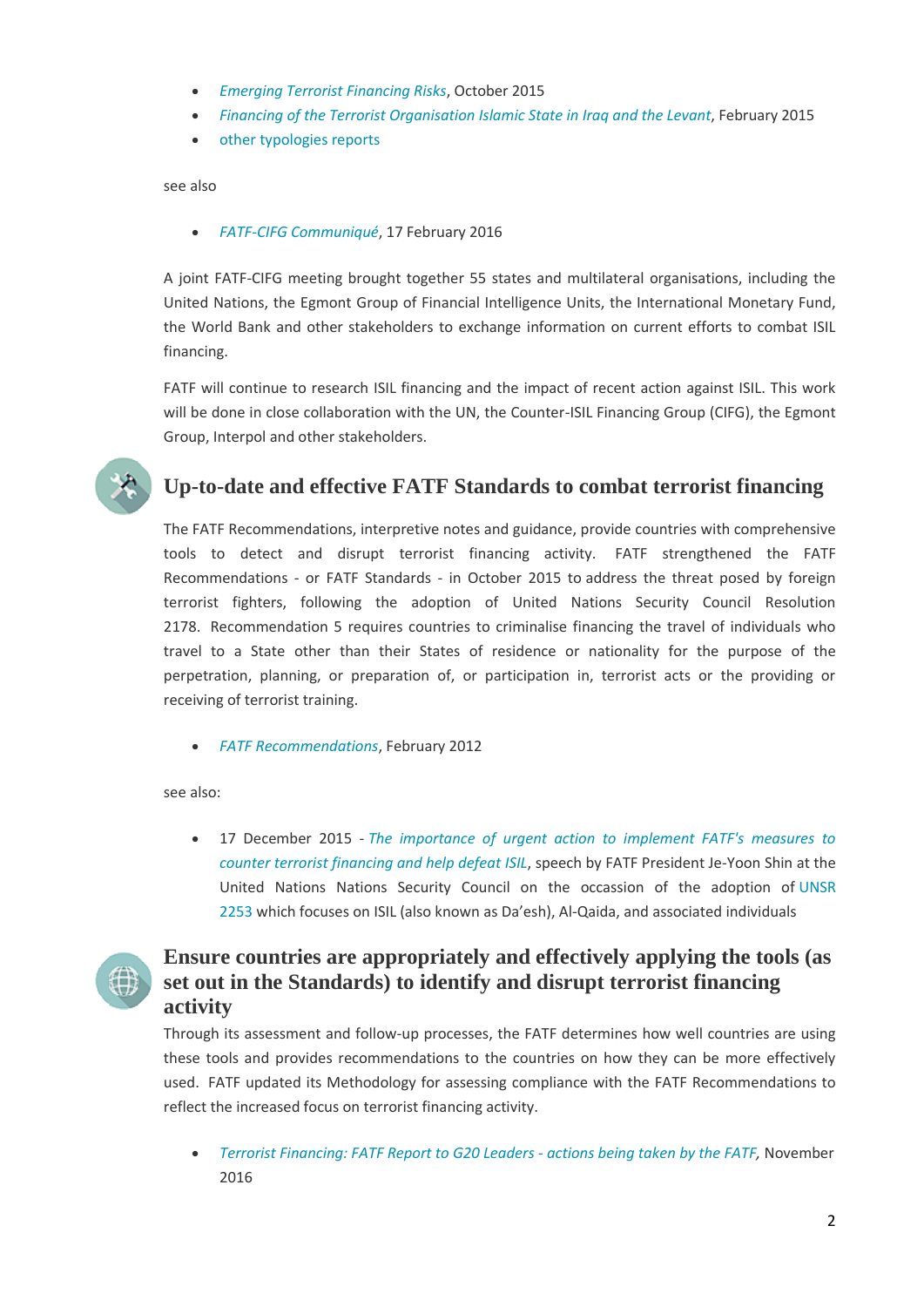- *Emerging Terrorist Financing Risks*, October 2015
- *Financing of the Terrorist Organisation Islamic State in Iraq and the Levant*, February 2015
- other typologies reports

see also

- *FATF-CIFG Communiqué*, 17 February 2016

A joint FATF-CIFG meeting brought together 55 states and multilateral organisations, including the United Nations, the Egmont Group of Financial Intelligence Units, the International Monetary Fund, the World Bank and other stakeholders to exchange information on current efforts to combat ISIL financing.

FATF will continue to research ISIL financing and the impact of recent action against ISIL. This work will be done in close collaboration with the UN, the Counter-ISIL Financing Group (CIFG), the Egmont Group, Interpol and other stakeholders.

## Up-to-date and effective FATF Standards to combat terrorist financing

The FATF Recommendations, interpretive notes and guidance, provide countries with comprehensive tools to detect and disrupt terrorist financing activity. FATF strengthened the FATF Recommendations - or FATF Standards - in October 2015 to address the threat posed by foreign terrorist fighters, following the adoption of United Nations Security Council Resolution 2178. Recommendation 5 requires countries to criminalise financing the travel of individuals who travel to a State other than their States of residence or nationality for the purpose of the perpetration, planning, or preparation of, or participation in, terrorist acts or the providing or receiving of terrorist training.

- *FATF Recommendations*, February 2012

see also:

- 17 December 2015 - *The importance of urgent action to implement FATF's measures to counter terrorist financing and help defeat ISIL*, speech by FATF President Je-Yoon Shin at the United Nations Nations Security Council on the occassion of the adoption of UNSR 2253 which focuses on ISIL (also known as Da'esh), Al-Qaida, and associated individuals

## Ensure countries are appropriately and effectively applying the tools (as set out in the Standards) to identify and disrupt terrorist financing activity

Through its assessment and follow-up processes, the FATF determines how well countries are using these tools and provides recommendations to the countries on how they can be more effectively used. FATF updated its Methodology for assessing compliance with the FATF Recommendations to reflect the increased focus on terrorist financing activity.

- *Terrorist Financing: FATF Report to G20 Leaders - actions being taken by the FATF,* November 2016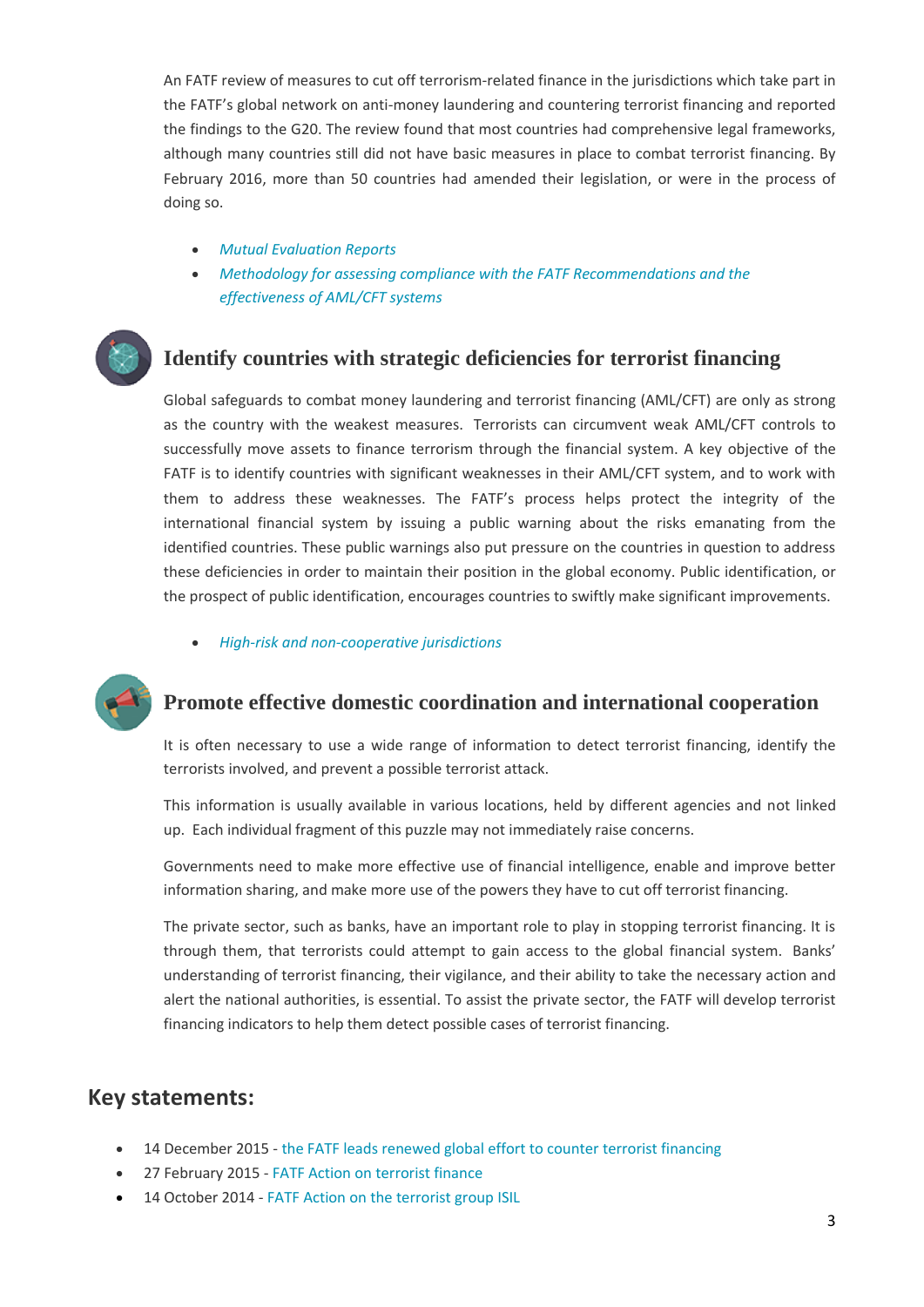An FATF review of measures to cut off terrorism-related finance in the jurisdictions which take part in the FATF's global network on anti-money laundering and countering terrorist financing and reported the findings to the G20. The review found that most countries had comprehensive legal frameworks, although many countries still did not have basic measures in place to combat terrorist financing. By February 2016, more than 50 countries had amended their legislation, or were in the process of doing so.

- *Mutual Evaluation Reports*
- *Methodology for assessing compliance with the FATF Recommendations and the effectiveness of AML/CFT systems*

## Identify countries with strategic deficiencies for terrorist financing

Global safeguards to combat money laundering and terrorist financing (AML/CFT) are only as strong as the country with the weakest measures. Terrorists can circumvent weak AML/CFT controls to successfully move assets to finance terrorism through the financial system. A key objective of the FATF is to identify countries with significant weaknesses in their AML/CFT system, and to work with them to address these weaknesses. The FATF's process helps protect the integrity of the international financial system by issuing a public warning about the risks emanating from the identified countries. These public warnings also put pressure on the countries in question to address these deficiencies in order to maintain their position in the global economy. Public identification, or the prospect of public identification, encourages countries to swiftly make significant improvements.

- *High-risk and non-cooperative jurisdictions*

## Promote effective domestic coordination and international cooperation

It is often necessary to use a wide range of information to detect terrorist financing, identify the terrorists involved, and prevent a possible terrorist attack.

This information is usually available in various locations, held by different agencies and not linked up. Each individual fragment of this puzzle may not immediately raise concerns.

Governments need to make more effective use of financial intelligence, enable and improve better information sharing, and make more use of the powers they have to cut off terrorist financing.

The private sector, such as banks, have an important role to play in stopping terrorist financing. It is through them, that terrorists could attempt to gain access to the global financial system. Banks' understanding of terrorist financing, their vigilance, and their ability to take the necessary action and alert the national authorities, is essential. To assist the private sector, the FATF will develop terrorist financing indicators to help them detect possible cases of terrorist financing.

## Key statements:

- 14 December 2015 - the FATF leads renewed global effort to counter terrorist financing
- 27 February 2015 - FATF Action on terrorist finance
- 14 October 2014 - FATF Action on the terrorist group ISIL